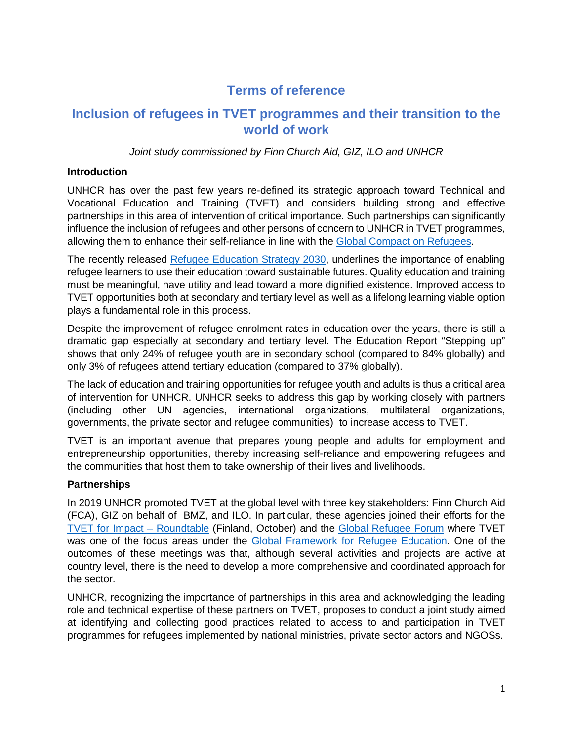# Terms of reference

## Inclusion of refugees in TVET programmes and their transition to the world of work

*Joint study commissioned by Finn Church Aid, GIZ, ILO and UNHCR*

**Introduction**

UNHCR has over the past few years re-defined its strategic approach toward Technical and Vocational Education and Training (TVET) and considers building strong and effective partnerships in this area of intervention of critical importance. Such partnerships can significantly influence the inclusion of refugees and other persons of concern to UNHCR in TVET programmes, allowing them to enhance their self-reliance in line with the [Global Compact on Refugees](#).

The recently released [Refugee Education Strategy 2030](#), underlines the importance of enabling refugee learners to use their education toward sustainable futures. Quality education and training must be meaningful, have utility and lead toward a more dignified existence. Improved access to TVET opportunities both at secondary and tertiary level as well as a lifelong learning viable option plays a fundamental role in this process.

Despite the improvement of refugee enrolment rates in education over the years, there is still a dramatic gap especially at secondary and tertiary level. The Education Report "Stepping up" shows that only 24% of refugee youth are in secondary school (compared to 84% globally) and only 3% of refugees attend tertiary education (compared to 37% globally).

The lack of education and training opportunities for refugee youth and adults is thus a critical area of intervention for UNHCR. UNHCR seeks to address this gap by working closely with partners (including other UN agencies, international organizations, multilateral organizations, governments, the private sector and refugee communities) to increase access to TVET.

TVET is an important avenue that prepares young people and adults for employment and entrepreneurship opportunities, thereby increasing self-reliance and empowering refugees and the communities that host them to take ownership of their lives and livelihoods.

**Partnerships**

In 2019 UNHCR promoted TVET at the global level with three key stakeholders: Finn Church Aid (FCA), GIZ on behalf of BMZ, and ILO. In particular, these agencies joined their efforts for the [TVET for Impact – Roundtable](#) (Finland, October) and the [Global Refugee Forum](#) where TVET was one of the focus areas under the [Global Framework for Refugee Education](#). One of the outcomes of these meetings was that, although several activities and projects are active at country level, there is the need to develop a more comprehensive and coordinated approach for the sector.

UNHCR, recognizing the importance of partnerships in this area and acknowledging the leading role and technical expertise of these partners on TVET, proposes to conduct a joint study aimed at identifying and collecting good practices related to access to and participation in TVET programmes for refugees implemented by national ministries, private sector actors and NGOSs.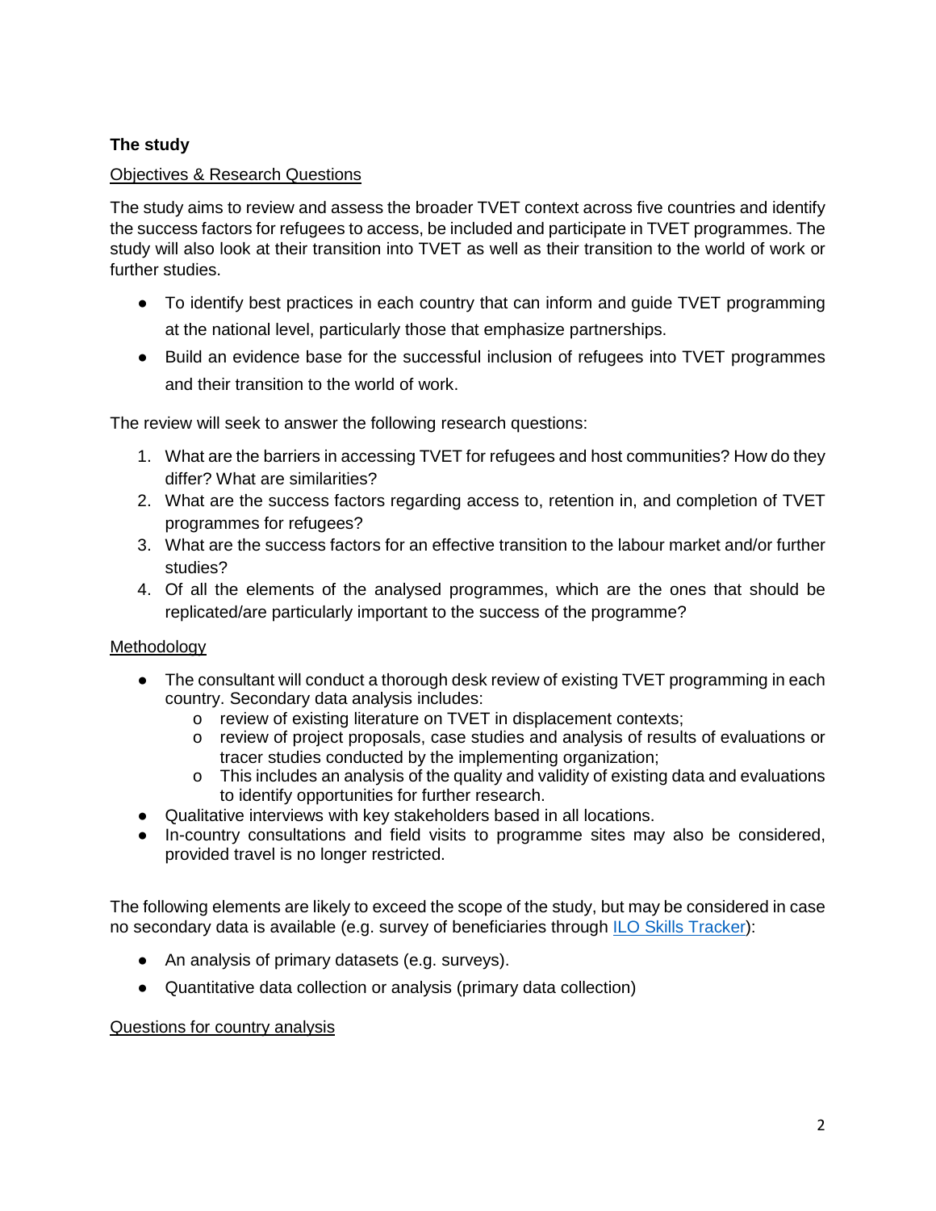**The study**

Objectives & Research Questions

The study aims to review and assess the broader TVET context across five countries and identify the success factors for refugees to access, be included and participate in TVET programmes. The study will also look at their transition into TVET as well as their transition to the world of work or further studies.

- To identify best practices in each country that can inform and guide TVET programming at the national level, particularly those that emphasize partnerships.
- Build an evidence base for the successful inclusion of refugees into TVET programmes and their transition to the world of work.

The review will seek to answer the following research questions:

1. What are the barriers in accessing TVET for refugees and host communities? How do they differ? What are similarities?
2. What are the success factors regarding access to, retention in, and completion of TVET programmes for refugees?
3. What are the success factors for an effective transition to the labour market and/or further studies?
4. Of all the elements of the analysed programmes, which are the ones that should be replicated/are particularly important to the success of the programme?

Methodology

- The consultant will conduct a thorough desk review of existing TVET programming in each country. Secondary data analysis includes:
  - review of existing literature on TVET in displacement contexts;
  - review of project proposals, case studies and analysis of results of evaluations or tracer studies conducted by the implementing organization;
  - This includes an analysis of the quality and validity of existing data and evaluations to identify opportunities for further research.
- Qualitative interviews with key stakeholders based in all locations.
- In-country consultations and field visits to programme sites may also be considered, provided travel is no longer restricted.

The following elements are likely to exceed the scope of the study, but may be considered in case no secondary data is available (e.g. survey of beneficiaries through ILO Skills Tracker):

- An analysis of primary datasets (e.g. surveys).
- Quantitative data collection or analysis (primary data collection)

Questions for country analysis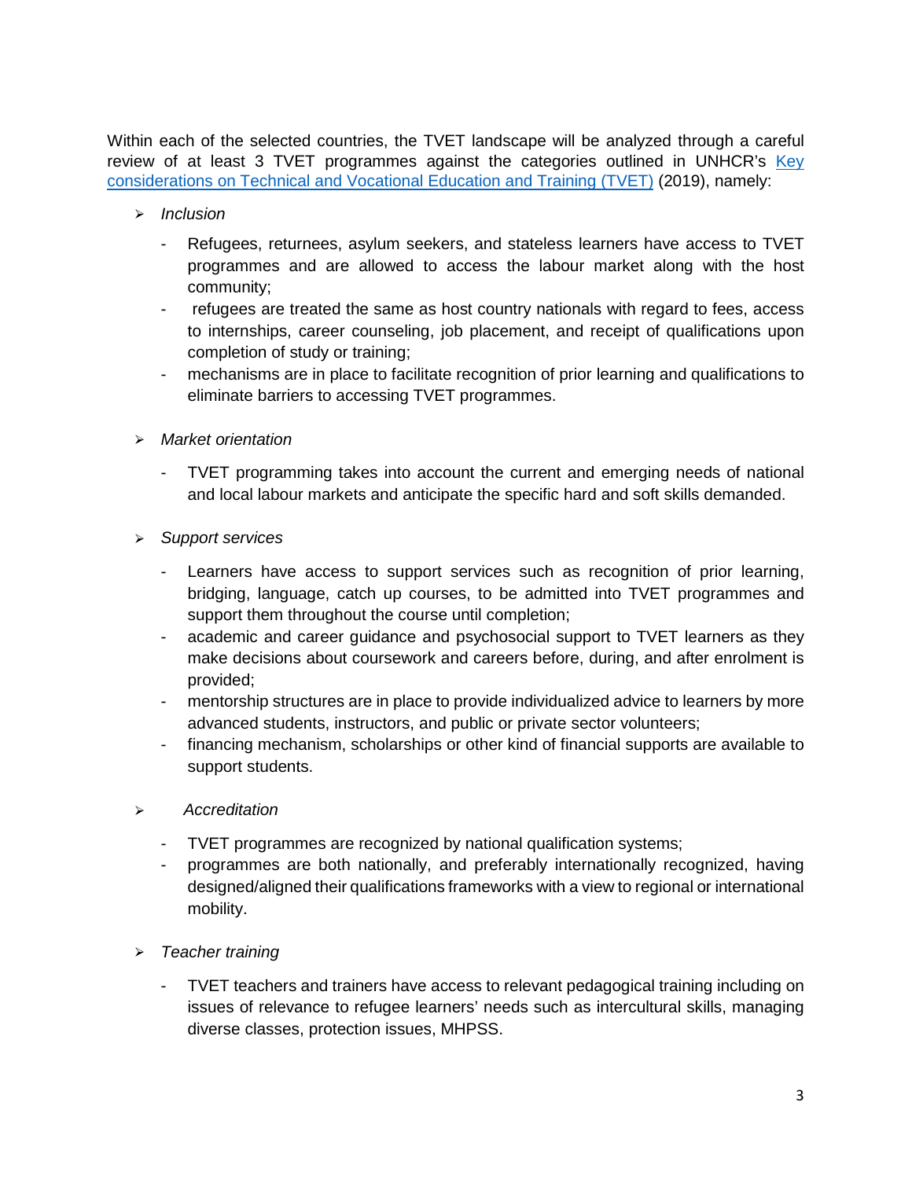Within each of the selected countries, the TVET landscape will be analyzed through a careful review of at least 3 TVET programmes against the categories outlined in UNHCR's [Key considerations on Technical and Vocational Education and Training (TVET)](#) (2019), namely:

- *Inclusion*
  - Refugees, returnees, asylum seekers, and stateless learners have access to TVET programmes and are allowed to access the labour market along with the host community;
  - refugees are treated the same as host country nationals with regard to fees, access to internships, career counseling, job placement, and receipt of qualifications upon completion of study or training;
  - mechanisms are in place to facilitate recognition of prior learning and qualifications to eliminate barriers to accessing TVET programmes.

- *Market orientation*
  - TVET programming takes into account the current and emerging needs of national and local labour markets and anticipate the specific hard and soft skills demanded.

- *Support services*
  - Learners have access to support services such as recognition of prior learning, bridging, language, catch up courses, to be admitted into TVET programmes and support them throughout the course until completion;
  - academic and career guidance and psychosocial support to TVET learners as they make decisions about coursework and careers before, during, and after enrolment is provided;
  - mentorship structures are in place to provide individualized advice to learners by more advanced students, instructors, and public or private sector volunteers;
  - financing mechanism, scholarships or other kind of financial supports are available to support students.

- *Accreditation*
  - TVET programmes are recognized by national qualification systems;
  - programmes are both nationally, and preferably internationally recognized, having designed/aligned their qualifications frameworks with a view to regional or international mobility.

- *Teacher training*
  - TVET teachers and trainers have access to relevant pedagogical training including on issues of relevance to refugee learners' needs such as intercultural skills, managing diverse classes, protection issues, MHPSS.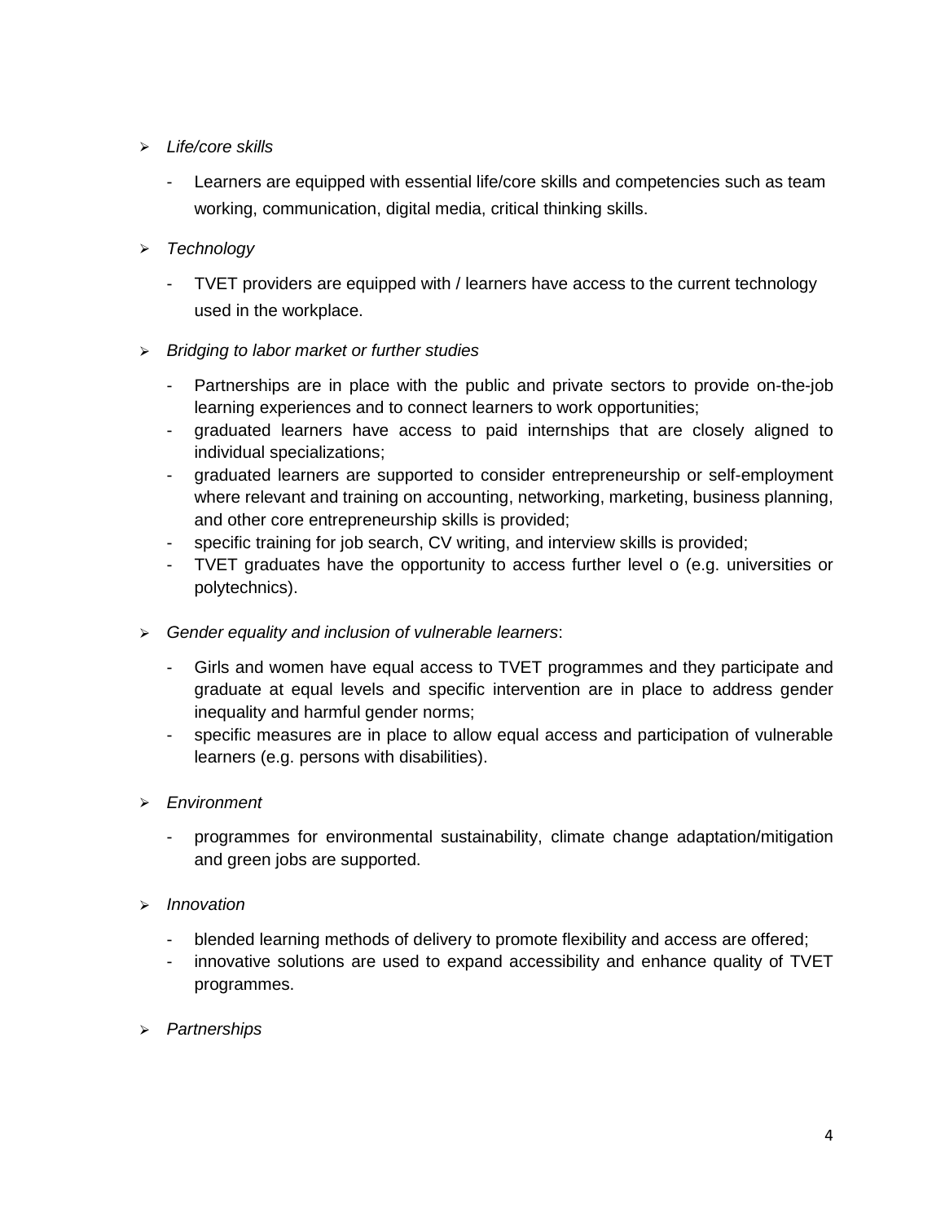- *Life/core skills*
  - Learners are equipped with essential life/core skills and competencies such as team working, communication, digital media, critical thinking skills.

- *Technology*
  - TVET providers are equipped with / learners have access to the current technology used in the workplace.

- *Bridging to labor market or further studies*
  - Partnerships are in place with the public and private sectors to provide on-the-job learning experiences and to connect learners to work opportunities;
  - graduated learners have access to paid internships that are closely aligned to individual specializations;
  - graduated learners are supported to consider entrepreneurship or self-employment where relevant and training on accounting, networking, marketing, business planning, and other core entrepreneurship skills is provided;
  - specific training for job search, CV writing, and interview skills is provided;
  - TVET graduates have the opportunity to access further level o (e.g. universities or polytechnics).

- *Gender equality and inclusion of vulnerable learners*:
  - Girls and women have equal access to TVET programmes and they participate and graduate at equal levels and specific intervention are in place to address gender inequality and harmful gender norms;
  - specific measures are in place to allow equal access and participation of vulnerable learners (e.g. persons with disabilities).

- *Environment*
  - programmes for environmental sustainability, climate change adaptation/mitigation and green jobs are supported.

- *Innovation*
  - blended learning methods of delivery to promote flexibility and access are offered;
  - innovative solutions are used to expand accessibility and enhance quality of TVET programmes.

- *Partnerships*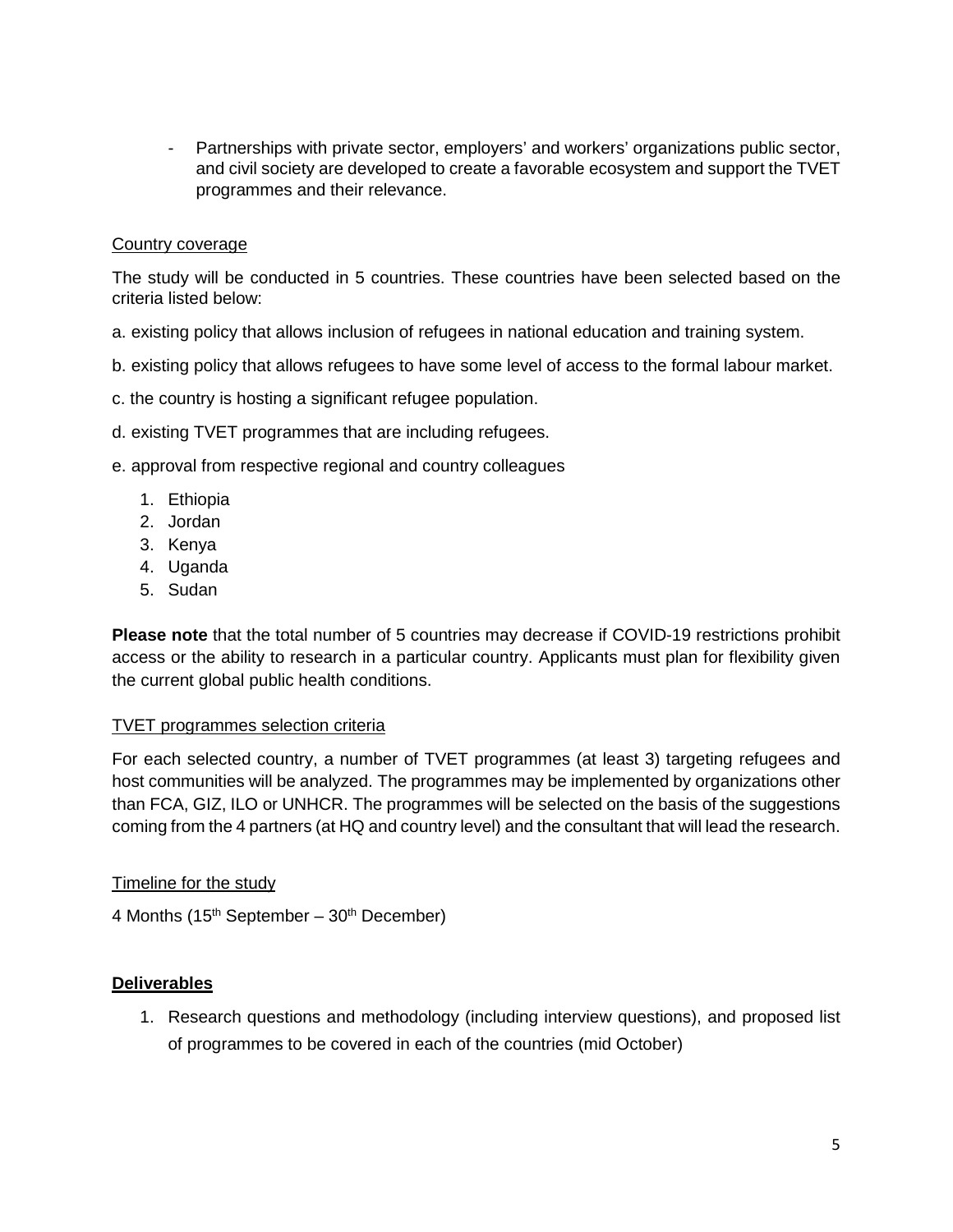- Partnerships with private sector, employers' and workers' organizations public sector, and civil society are developed to create a favorable ecosystem and support the TVET programmes and their relevance.

Country coverage

The study will be conducted in 5 countries. These countries have been selected based on the criteria listed below:

a. existing policy that allows inclusion of refugees in national education and training system.

b. existing policy that allows refugees to have some level of access to the formal labour market.

c. the country is hosting a significant refugee population.

d. existing TVET programmes that are including refugees.

e. approval from respective regional and country colleagues

1. Ethiopia
2. Jordan
3. Kenya
4. Uganda
5. Sudan

**Please note** that the total number of 5 countries may decrease if COVID-19 restrictions prohibit access or the ability to research in a particular country. Applicants must plan for flexibility given the current global public health conditions.

TVET programmes selection criteria

For each selected country, a number of TVET programmes (at least 3) targeting refugees and host communities will be analyzed. The programmes may be implemented by organizations other than FCA, GIZ, ILO or UNHCR. The programmes will be selected on the basis of the suggestions coming from the 4 partners (at HQ and country level) and the consultant that will lead the research.

Timeline for the study

4 Months (15th September – 30th December)

**Deliverables**

1. Research questions and methodology (including interview questions), and proposed list of programmes to be covered in each of the countries (mid October)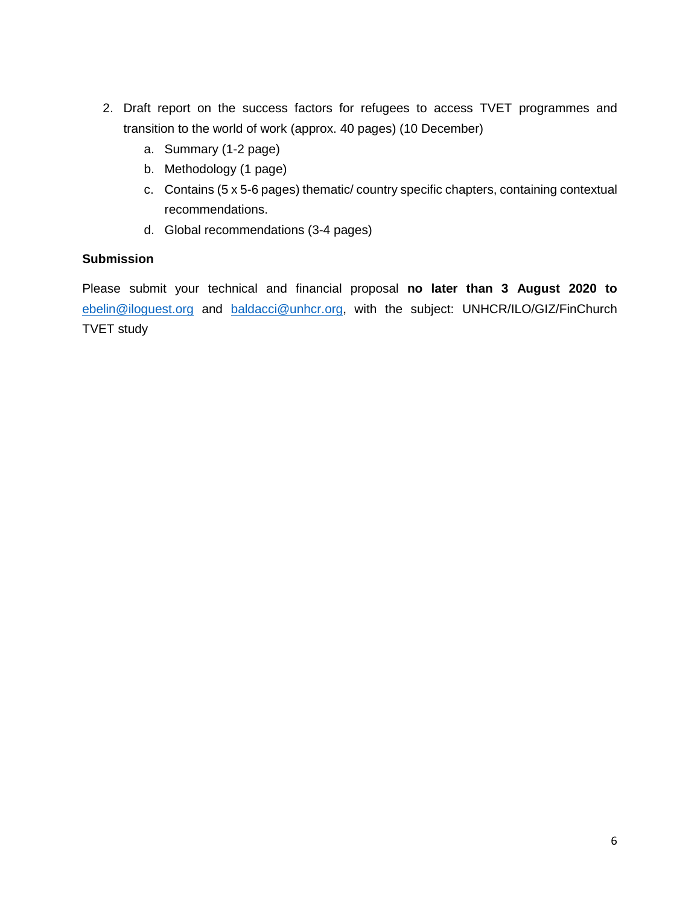2. Draft report on the success factors for refugees to access TVET programmes and transition to the world of work (approx. 40 pages) (10 December)
    a. Summary (1-2 page)
    b. Methodology (1 page)
    c. Contains (5 x 5-6 pages) thematic/ country specific chapters, containing contextual recommendations.
    d. Global recommendations (3-4 pages)

**Submission**

Please submit your technical and financial proposal **no later than 3 August 2020 to** ebelin@iloguest.org and baldacci@unhcr.org, with the subject: UNHCR/ILO/GIZ/FinChurch TVET study